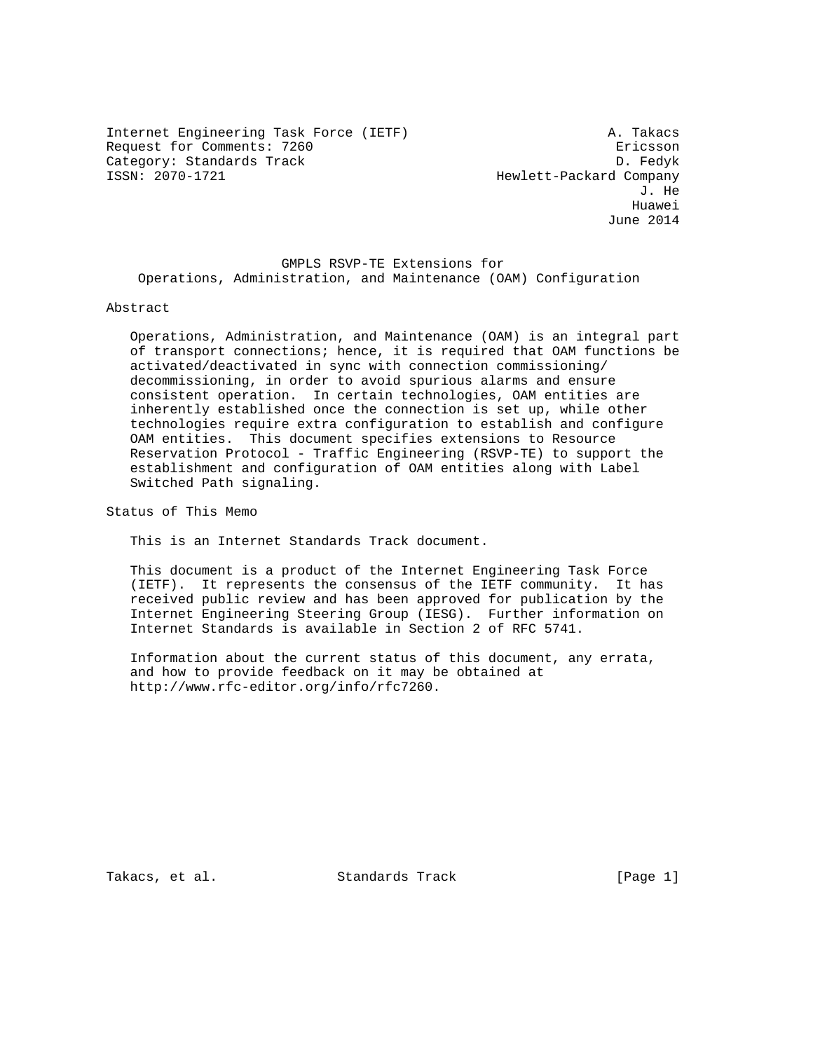Internet Engineering Task Force (IETF) A. Takacs
Request for Comments: 7260 Ericsson
Category: Standards Track D. Fedyk
ISSN: 2070-1721 Hewlett-Packard Company
J. He
Huawei
June 2014

# GMPLS RSVP-TE Extensions for Operations, Administration, and Maintenance (OAM) Configuration

## Abstract

Operations, Administration, and Maintenance (OAM) is an integral part of transport connections; hence, it is required that OAM functions be activated/deactivated in sync with connection commissioning/ decommissioning, in order to avoid spurious alarms and ensure consistent operation. In certain technologies, OAM entities are inherently established once the connection is set up, while other technologies require extra configuration to establish and configure OAM entities. This document specifies extensions to Resource Reservation Protocol - Traffic Engineering (RSVP-TE) to support the establishment and configuration of OAM entities along with Label Switched Path signaling.

## Status of This Memo

This is an Internet Standards Track document.

This document is a product of the Internet Engineering Task Force (IETF). It represents the consensus of the IETF community. It has received public review and has been approved for publication by the Internet Engineering Steering Group (IESG). Further information on Internet Standards is available in Section 2 of RFC 5741.

Information about the current status of this document, any errata, and how to provide feedback on it may be obtained at http://www.rfc-editor.org/info/rfc7260.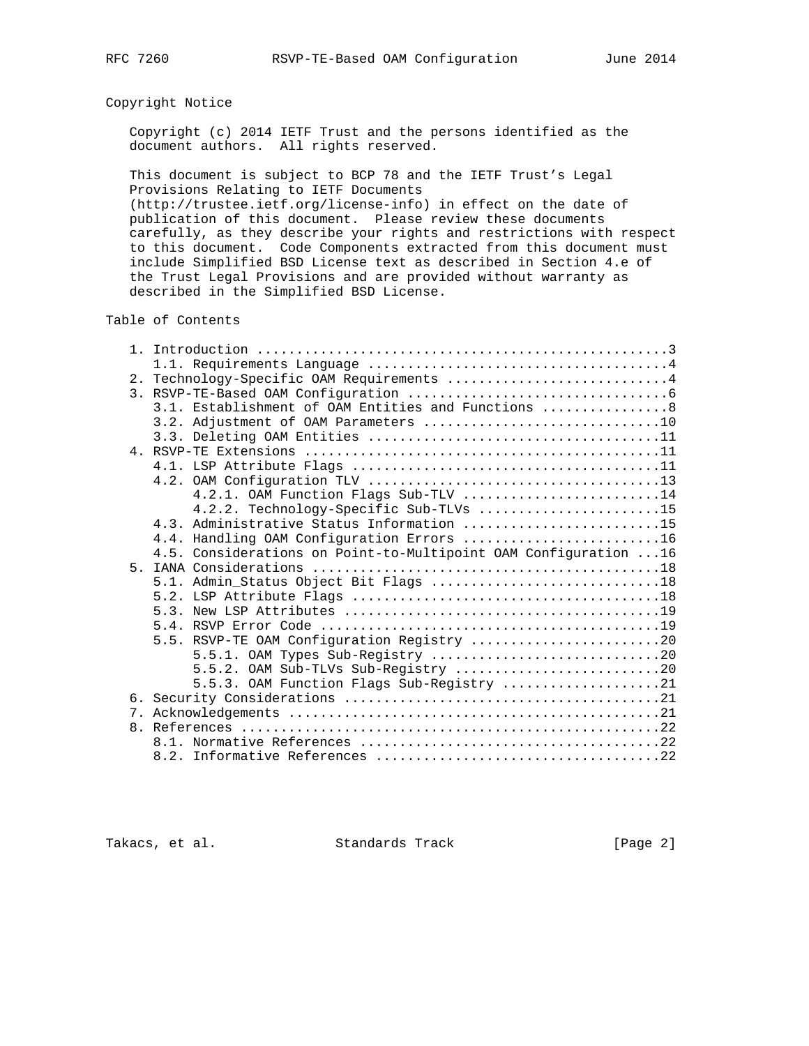## Copyright Notice

Copyright (c) 2014 IETF Trust and the persons identified as the document authors. All rights reserved.

This document is subject to BCP 78 and the IETF Trust's Legal Provisions Relating to IETF Documents (http://trustee.ietf.org/license-info) in effect on the date of publication of this document. Please review these documents carefully, as they describe your rights and restrictions with respect to this document. Code Components extracted from this document must include Simplified BSD License text as described in Section 4.e of the Trust Legal Provisions and are provided without warranty as described in the Simplified BSD License.

## Table of Contents

```
   1. Introduction ....................................................3
      1.1. Requirements Language ......................................4
   2. Technology-Specific OAM Requirements ............................4
   3. RSVP-TE-Based OAM Configuration .................................6
      3.1. Establishment of OAM Entities and Functions ................8
      3.2. Adjustment of OAM Parameters ..............................10
      3.3. Deleting OAM Entities .....................................11
   4. RSVP-TE Extensions .............................................11
      4.1. LSP Attribute Flags .......................................11
      4.2. OAM Configuration TLV .....................................13
           4.2.1. OAM Function Flags Sub-TLV .........................14
           4.2.2. Technology-Specific Sub-TLVs .......................15
      4.3. Administrative Status Information .........................15
      4.4. Handling OAM Configuration Errors .........................16
      4.5. Considerations on Point-to-Multipoint OAM Configuration ...16
   5. IANA Considerations ............................................18
      5.1. Admin_Status Object Bit Flags .............................18
      5.2. LSP Attribute Flags .......................................18
      5.3. New LSP Attributes ........................................19
      5.4. RSVP Error Code ...........................................19
      5.5. RSVP-TE OAM Configuration Registry ........................20
           5.5.1. OAM Types Sub-Registry .............................20
           5.5.2. OAM Sub-TLVs Sub-Registry ..........................20
           5.5.3. OAM Function Flags Sub-Registry ....................21
   6. Security Considerations ........................................21
   7. Acknowledgements ...............................................21
   8. References .....................................................22
      8.1. Normative References ......................................22
      8.2. Informative References ....................................22
```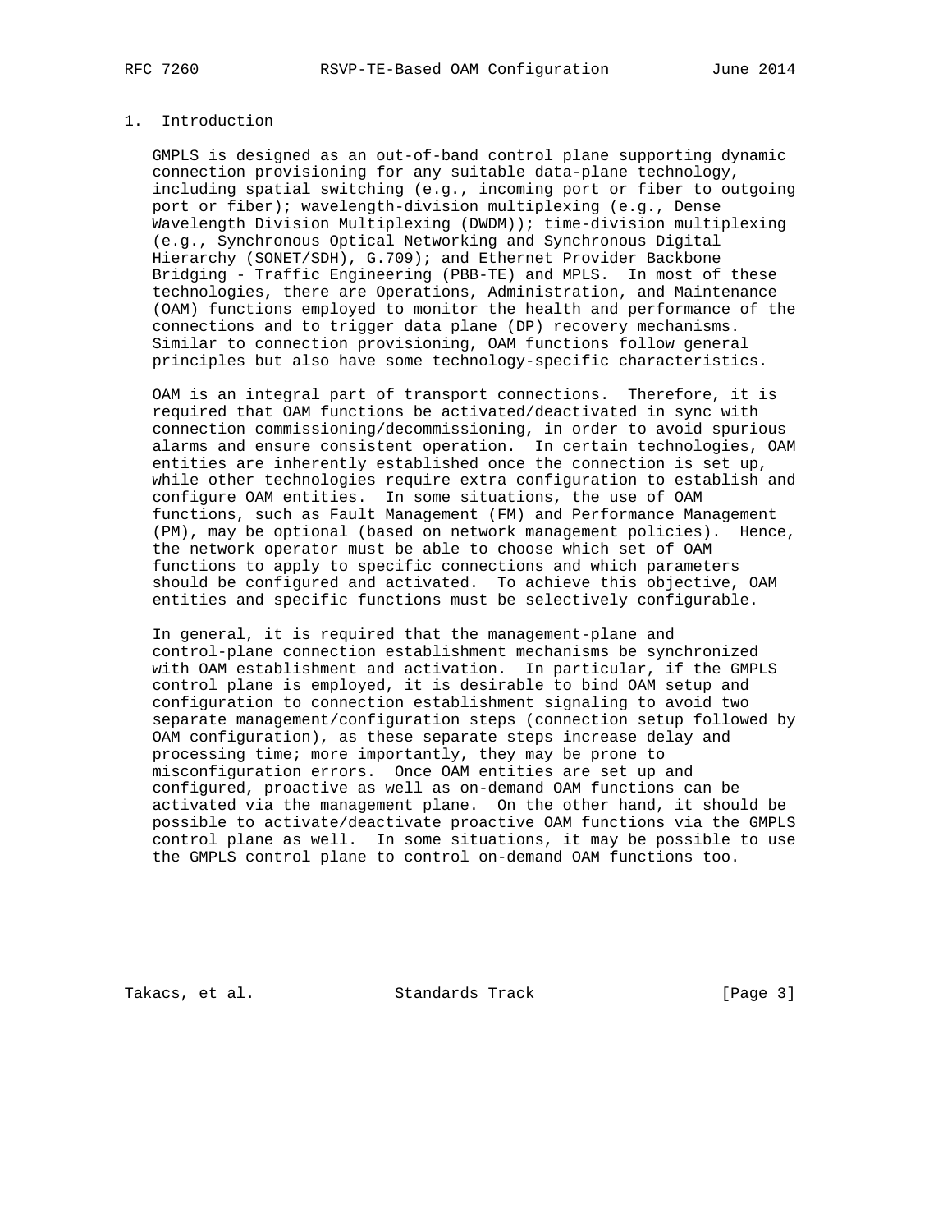## 1. Introduction

GMPLS is designed as an out-of-band control plane supporting dynamic connection provisioning for any suitable data-plane technology, including spatial switching (e.g., incoming port or fiber to outgoing port or fiber); wavelength-division multiplexing (e.g., Dense Wavelength Division Multiplexing (DWDM)); time-division multiplexing (e.g., Synchronous Optical Networking and Synchronous Digital Hierarchy (SONET/SDH), G.709); and Ethernet Provider Backbone Bridging - Traffic Engineering (PBB-TE) and MPLS. In most of these technologies, there are Operations, Administration, and Maintenance (OAM) functions employed to monitor the health and performance of the connections and to trigger data plane (DP) recovery mechanisms. Similar to connection provisioning, OAM functions follow general principles but also have some technology-specific characteristics.

OAM is an integral part of transport connections. Therefore, it is required that OAM functions be activated/deactivated in sync with connection commissioning/decommissioning, in order to avoid spurious alarms and ensure consistent operation. In certain technologies, OAM entities are inherently established once the connection is set up, while other technologies require extra configuration to establish and configure OAM entities. In some situations, the use of OAM functions, such as Fault Management (FM) and Performance Management (PM), may be optional (based on network management policies). Hence, the network operator must be able to choose which set of OAM functions to apply to specific connections and which parameters should be configured and activated. To achieve this objective, OAM entities and specific functions must be selectively configurable.

In general, it is required that the management-plane and control-plane connection establishment mechanisms be synchronized with OAM establishment and activation. In particular, if the GMPLS control plane is employed, it is desirable to bind OAM setup and configuration to connection establishment signaling to avoid two separate management/configuration steps (connection setup followed by OAM configuration), as these separate steps increase delay and processing time; more importantly, they may be prone to misconfiguration errors. Once OAM entities are set up and configured, proactive as well as on-demand OAM functions can be activated via the management plane. On the other hand, it should be possible to activate/deactivate proactive OAM functions via the GMPLS control plane as well. In some situations, it may be possible to use the GMPLS control plane to control on-demand OAM functions too.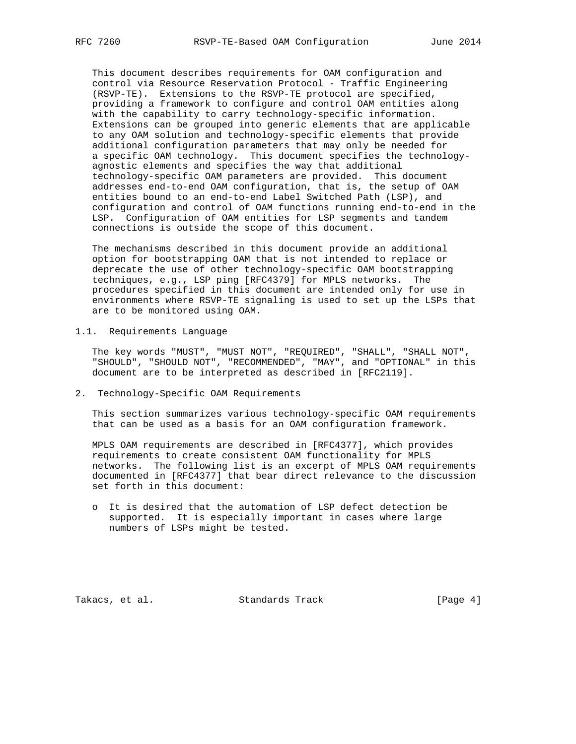This document describes requirements for OAM configuration and control via Resource Reservation Protocol - Traffic Engineering (RSVP-TE). Extensions to the RSVP-TE protocol are specified, providing a framework to configure and control OAM entities along with the capability to carry technology-specific information. Extensions can be grouped into generic elements that are applicable to any OAM solution and technology-specific elements that provide additional configuration parameters that may only be needed for a specific OAM technology. This document specifies the technology-agnostic elements and specifies the way that additional technology-specific OAM parameters are provided. This document addresses end-to-end OAM configuration, that is, the setup of OAM entities bound to an end-to-end Label Switched Path (LSP), and configuration and control of OAM functions running end-to-end in the LSP. Configuration of OAM entities for LSP segments and tandem connections is outside the scope of this document.

The mechanisms described in this document provide an additional option for bootstrapping OAM that is not intended to replace or deprecate the use of other technology-specific OAM bootstrapping techniques, e.g., LSP ping [RFC4379] for MPLS networks. The procedures specified in this document are intended only for use in environments where RSVP-TE signaling is used to set up the LSPs that are to be monitored using OAM.

### 1.1. Requirements Language

The key words "MUST", "MUST NOT", "REQUIRED", "SHALL", "SHALL NOT", "SHOULD", "SHOULD NOT", "RECOMMENDED", "MAY", and "OPTIONAL" in this document are to be interpreted as described in [RFC2119].

## 2. Technology-Specific OAM Requirements

This section summarizes various technology-specific OAM requirements that can be used as a basis for an OAM configuration framework.

MPLS OAM requirements are described in [RFC4377], which provides requirements to create consistent OAM functionality for MPLS networks. The following list is an excerpt of MPLS OAM requirements documented in [RFC4377] that bear direct relevance to the discussion set forth in this document:

- It is desired that the automation of LSP defect detection be supported. It is especially important in cases where large numbers of LSPs might be tested.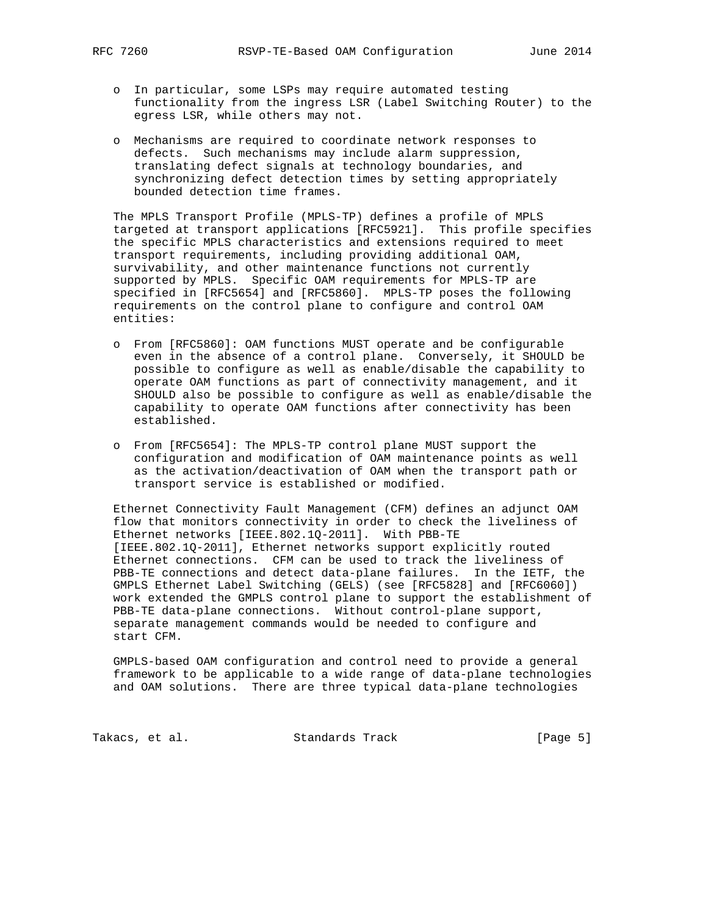- In particular, some LSPs may require automated testing functionality from the ingress LSR (Label Switching Router) to the egress LSR, while others may not.

- Mechanisms are required to coordinate network responses to defects. Such mechanisms may include alarm suppression, translating defect signals at technology boundaries, and synchronizing defect detection times by setting appropriately bounded detection time frames.

The MPLS Transport Profile (MPLS-TP) defines a profile of MPLS targeted at transport applications [RFC5921]. This profile specifies the specific MPLS characteristics and extensions required to meet transport requirements, including providing additional OAM, survivability, and other maintenance functions not currently supported by MPLS. Specific OAM requirements for MPLS-TP are specified in [RFC5654] and [RFC5860]. MPLS-TP poses the following requirements on the control plane to configure and control OAM entities:

- From [RFC5860]: OAM functions MUST operate and be configurable even in the absence of a control plane. Conversely, it SHOULD be possible to configure as well as enable/disable the capability to operate OAM functions as part of connectivity management, and it SHOULD also be possible to configure as well as enable/disable the capability to operate OAM functions after connectivity has been established.

- From [RFC5654]: The MPLS-TP control plane MUST support the configuration and modification of OAM maintenance points as well as the activation/deactivation of OAM when the transport path or transport service is established or modified.

Ethernet Connectivity Fault Management (CFM) defines an adjunct OAM flow that monitors connectivity in order to check the liveliness of Ethernet networks [IEEE.802.1Q-2011]. With PBB-TE [IEEE.802.1Q-2011], Ethernet networks support explicitly routed Ethernet connections. CFM can be used to track the liveliness of PBB-TE connections and detect data-plane failures. In the IETF, the GMPLS Ethernet Label Switching (GELS) (see [RFC5828] and [RFC6060]) work extended the GMPLS control plane to support the establishment of PBB-TE data-plane connections. Without control-plane support, separate management commands would be needed to configure and start CFM.

GMPLS-based OAM configuration and control need to provide a general framework to be applicable to a wide range of data-plane technologies and OAM solutions. There are three typical data-plane technologies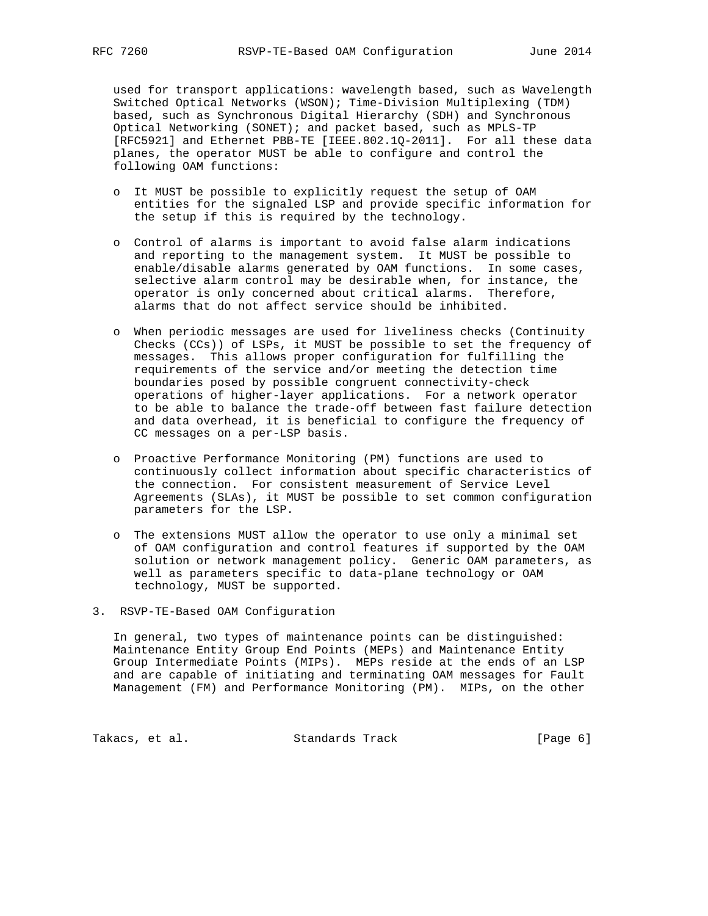used for transport applications: wavelength based, such as Wavelength Switched Optical Networks (WSON); Time-Division Multiplexing (TDM) based, such as Synchronous Digital Hierarchy (SDH) and Synchronous Optical Networking (SONET); and packet based, such as MPLS-TP [RFC5921] and Ethernet PBB-TE [IEEE.802.1Q-2011]. For all these data planes, the operator MUST be able to configure and control the following OAM functions:

- It MUST be possible to explicitly request the setup of OAM entities for the signaled LSP and provide specific information for the setup if this is required by the technology.

- Control of alarms is important to avoid false alarm indications and reporting to the management system. It MUST be possible to enable/disable alarms generated by OAM functions. In some cases, selective alarm control may be desirable when, for instance, the operator is only concerned about critical alarms. Therefore, alarms that do not affect service should be inhibited.

- When periodic messages are used for liveliness checks (Continuity Checks (CCs)) of LSPs, it MUST be possible to set the frequency of messages. This allows proper configuration for fulfilling the requirements of the service and/or meeting the detection time boundaries posed by possible congruent connectivity-check operations of higher-layer applications. For a network operator to be able to balance the trade-off between fast failure detection and data overhead, it is beneficial to configure the frequency of CC messages on a per-LSP basis.

- Proactive Performance Monitoring (PM) functions are used to continuously collect information about specific characteristics of the connection. For consistent measurement of Service Level Agreements (SLAs), it MUST be possible to set common configuration parameters for the LSP.

- The extensions MUST allow the operator to use only a minimal set of OAM configuration and control features if supported by the OAM solution or network management policy. Generic OAM parameters, as well as parameters specific to data-plane technology or OAM technology, MUST be supported.

## 3. RSVP-TE-Based OAM Configuration

In general, two types of maintenance points can be distinguished: Maintenance Entity Group End Points (MEPs) and Maintenance Entity Group Intermediate Points (MIPs). MEPs reside at the ends of an LSP and are capable of initiating and terminating OAM messages for Fault Management (FM) and Performance Monitoring (PM). MIPs, on the other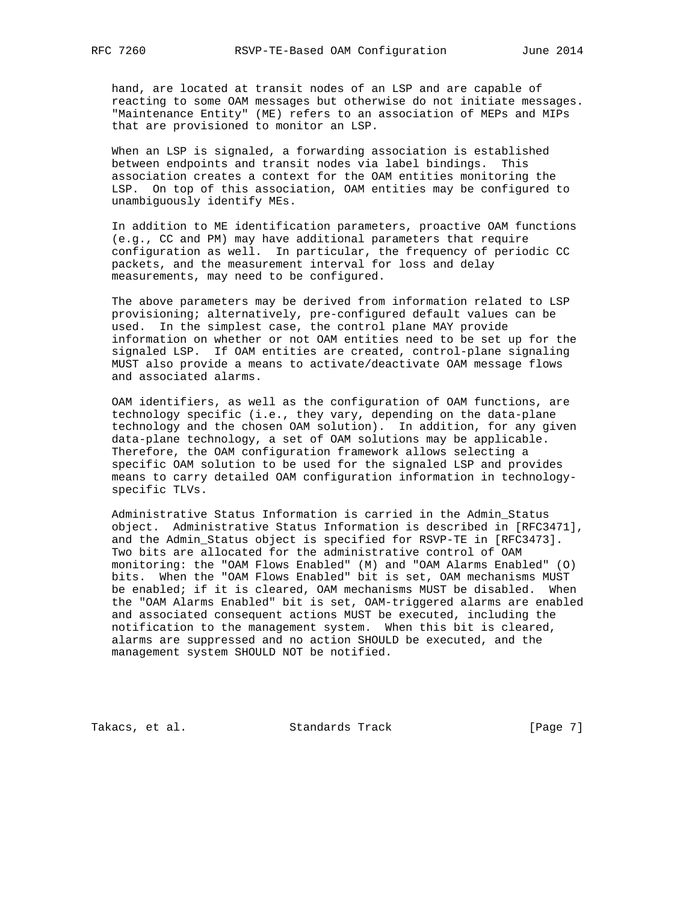hand, are located at transit nodes of an LSP and are capable of reacting to some OAM messages but otherwise do not initiate messages. "Maintenance Entity" (ME) refers to an association of MEPs and MIPs that are provisioned to monitor an LSP.

When an LSP is signaled, a forwarding association is established between endpoints and transit nodes via label bindings. This association creates a context for the OAM entities monitoring the LSP. On top of this association, OAM entities may be configured to unambiguously identify MEs.

In addition to ME identification parameters, proactive OAM functions (e.g., CC and PM) may have additional parameters that require configuration as well. In particular, the frequency of periodic CC packets, and the measurement interval for loss and delay measurements, may need to be configured.

The above parameters may be derived from information related to LSP provisioning; alternatively, pre-configured default values can be used. In the simplest case, the control plane MAY provide information on whether or not OAM entities need to be set up for the signaled LSP. If OAM entities are created, control-plane signaling MUST also provide a means to activate/deactivate OAM message flows and associated alarms.

OAM identifiers, as well as the configuration of OAM functions, are technology specific (i.e., they vary, depending on the data-plane technology and the chosen OAM solution). In addition, for any given data-plane technology, a set of OAM solutions may be applicable. Therefore, the OAM configuration framework allows selecting a specific OAM solution to be used for the signaled LSP and provides means to carry detailed OAM configuration information in technology-specific TLVs.

Administrative Status Information is carried in the Admin_Status object. Administrative Status Information is described in [RFC3471], and the Admin_Status object is specified for RSVP-TE in [RFC3473]. Two bits are allocated for the administrative control of OAM monitoring: the "OAM Flows Enabled" (M) and "OAM Alarms Enabled" (O) bits. When the "OAM Flows Enabled" bit is set, OAM mechanisms MUST be enabled; if it is cleared, OAM mechanisms MUST be disabled. When the "OAM Alarms Enabled" bit is set, OAM-triggered alarms are enabled and associated consequent actions MUST be executed, including the notification to the management system. When this bit is cleared, alarms are suppressed and no action SHOULD be executed, and the management system SHOULD NOT be notified.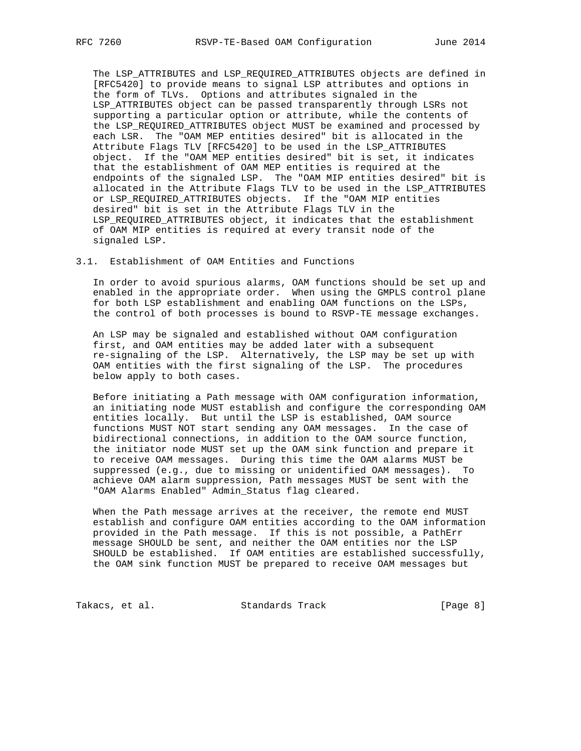The LSP_ATTRIBUTES and LSP_REQUIRED_ATTRIBUTES objects are defined in [RFC5420] to provide means to signal LSP attributes and options in the form of TLVs. Options and attributes signaled in the LSP_ATTRIBUTES object can be passed transparently through LSRs not supporting a particular option or attribute, while the contents of the LSP_REQUIRED_ATTRIBUTES object MUST be examined and processed by each LSR. The "OAM MEP entities desired" bit is allocated in the Attribute Flags TLV [RFC5420] to be used in the LSP_ATTRIBUTES object. If the "OAM MEP entities desired" bit is set, it indicates that the establishment of OAM MEP entities is required at the endpoints of the signaled LSP. The "OAM MIP entities desired" bit is allocated in the Attribute Flags TLV to be used in the LSP_ATTRIBUTES or LSP_REQUIRED_ATTRIBUTES objects. If the "OAM MIP entities desired" bit is set in the Attribute Flags TLV in the LSP_REQUIRED_ATTRIBUTES object, it indicates that the establishment of OAM MIP entities is required at every transit node of the signaled LSP.

## 3.1. Establishment of OAM Entities and Functions

In order to avoid spurious alarms, OAM functions should be set up and enabled in the appropriate order. When using the GMPLS control plane for both LSP establishment and enabling OAM functions on the LSPs, the control of both processes is bound to RSVP-TE message exchanges.

An LSP may be signaled and established without OAM configuration first, and OAM entities may be added later with a subsequent re-signaling of the LSP. Alternatively, the LSP may be set up with OAM entities with the first signaling of the LSP. The procedures below apply to both cases.

Before initiating a Path message with OAM configuration information, an initiating node MUST establish and configure the corresponding OAM entities locally. But until the LSP is established, OAM source functions MUST NOT start sending any OAM messages. In the case of bidirectional connections, in addition to the OAM source function, the initiator node MUST set up the OAM sink function and prepare it to receive OAM messages. During this time the OAM alarms MUST be suppressed (e.g., due to missing or unidentified OAM messages). To achieve OAM alarm suppression, Path messages MUST be sent with the "OAM Alarms Enabled" Admin_Status flag cleared.

When the Path message arrives at the receiver, the remote end MUST establish and configure OAM entities according to the OAM information provided in the Path message. If this is not possible, a PathErr message SHOULD be sent, and neither the OAM entities nor the LSP SHOULD be established. If OAM entities are established successfully, the OAM sink function MUST be prepared to receive OAM messages but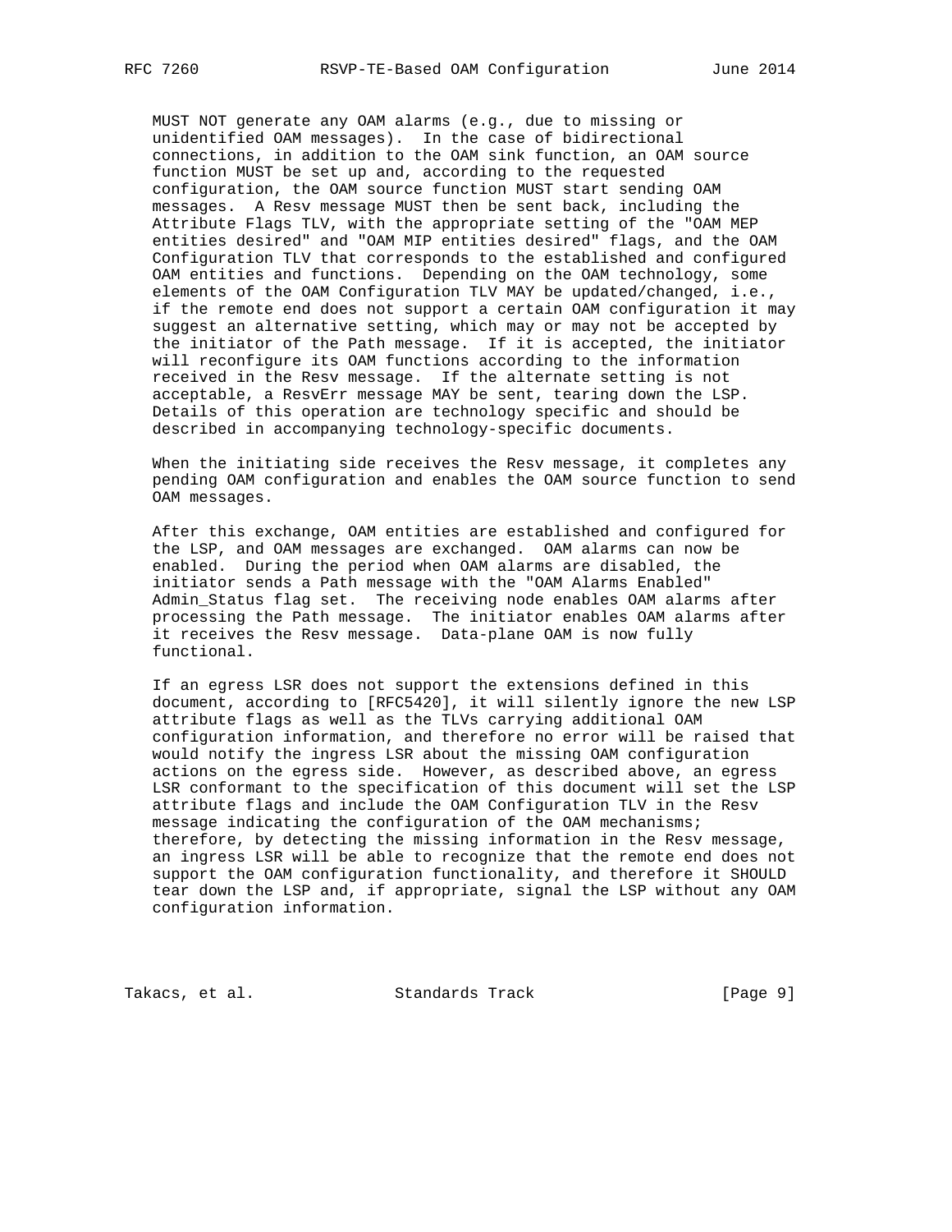MUST NOT generate any OAM alarms (e.g., due to missing or unidentified OAM messages). In the case of bidirectional connections, in addition to the OAM sink function, an OAM source function MUST be set up and, according to the requested configuration, the OAM source function MUST start sending OAM messages. A Resv message MUST then be sent back, including the Attribute Flags TLV, with the appropriate setting of the "OAM MEP entities desired" and "OAM MIP entities desired" flags, and the OAM Configuration TLV that corresponds to the established and configured OAM entities and functions. Depending on the OAM technology, some elements of the OAM Configuration TLV MAY be updated/changed, i.e., if the remote end does not support a certain OAM configuration it may suggest an alternative setting, which may or may not be accepted by the initiator of the Path message. If it is accepted, the initiator will reconfigure its OAM functions according to the information received in the Resv message. If the alternate setting is not acceptable, a ResvErr message MAY be sent, tearing down the LSP. Details of this operation are technology specific and should be described in accompanying technology-specific documents.

When the initiating side receives the Resv message, it completes any pending OAM configuration and enables the OAM source function to send OAM messages.

After this exchange, OAM entities are established and configured for the LSP, and OAM messages are exchanged. OAM alarms can now be enabled. During the period when OAM alarms are disabled, the initiator sends a Path message with the "OAM Alarms Enabled" Admin_Status flag set. The receiving node enables OAM alarms after processing the Path message. The initiator enables OAM alarms after it receives the Resv message. Data-plane OAM is now fully functional.

If an egress LSR does not support the extensions defined in this document, according to [RFC5420], it will silently ignore the new LSP attribute flags as well as the TLVs carrying additional OAM configuration information, and therefore no error will be raised that would notify the ingress LSR about the missing OAM configuration actions on the egress side. However, as described above, an egress LSR conformant to the specification of this document will set the LSP attribute flags and include the OAM Configuration TLV in the Resv message indicating the configuration of the OAM mechanisms; therefore, by detecting the missing information in the Resv message, an ingress LSR will be able to recognize that the remote end does not support the OAM configuration functionality, and therefore it SHOULD tear down the LSP and, if appropriate, signal the LSP without any OAM configuration information.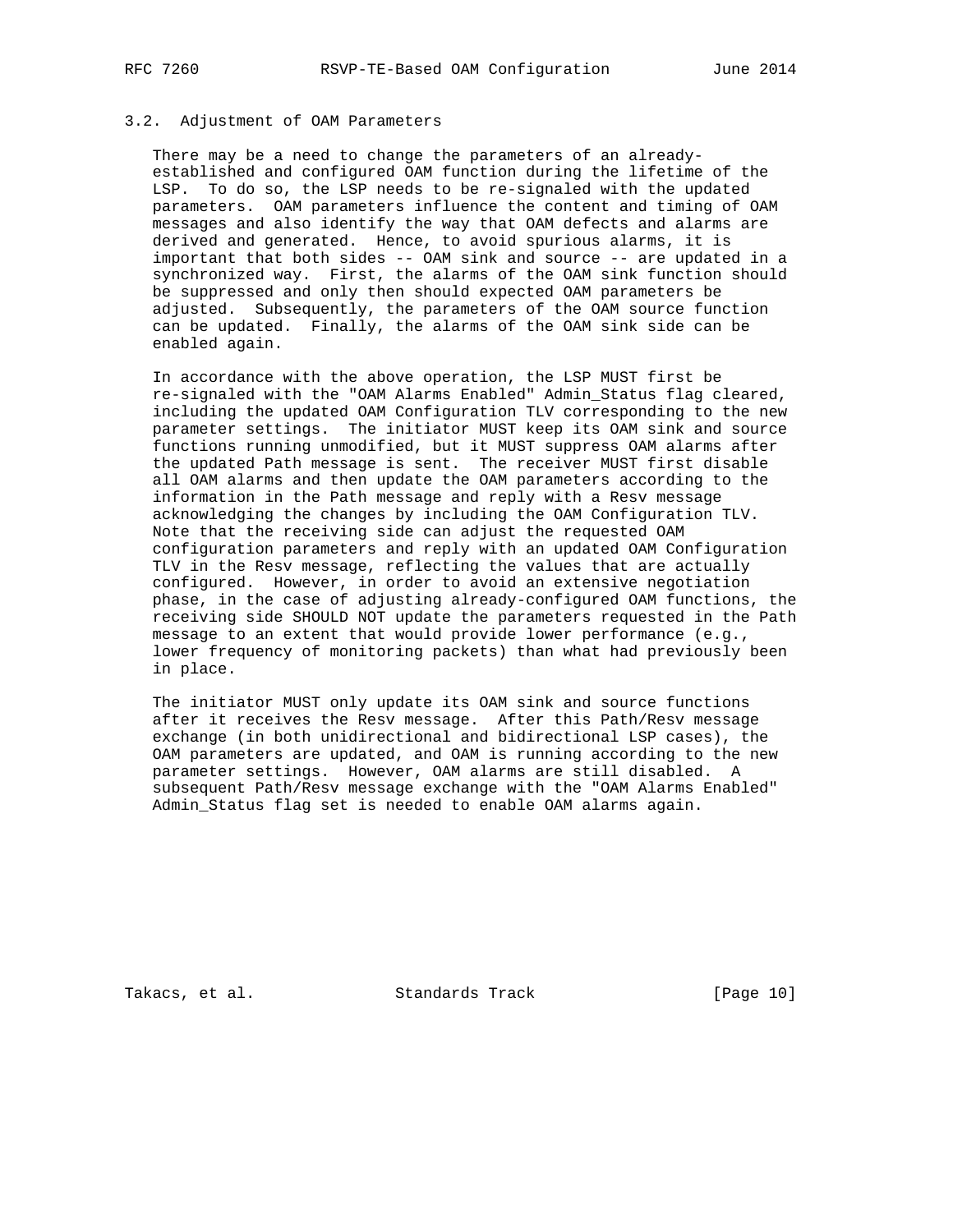### 3.2. Adjustment of OAM Parameters

There may be a need to change the parameters of an already-established and configured OAM function during the lifetime of the LSP. To do so, the LSP needs to be re-signaled with the updated parameters. OAM parameters influence the content and timing of OAM messages and also identify the way that OAM defects and alarms are derived and generated. Hence, to avoid spurious alarms, it is important that both sides -- OAM sink and source -- are updated in a synchronized way. First, the alarms of the OAM sink function should be suppressed and only then should expected OAM parameters be adjusted. Subsequently, the parameters of the OAM source function can be updated. Finally, the alarms of the OAM sink side can be enabled again.

In accordance with the above operation, the LSP MUST first be re-signaled with the "OAM Alarms Enabled" Admin_Status flag cleared, including the updated OAM Configuration TLV corresponding to the new parameter settings. The initiator MUST keep its OAM sink and source functions running unmodified, but it MUST suppress OAM alarms after the updated Path message is sent. The receiver MUST first disable all OAM alarms and then update the OAM parameters according to the information in the Path message and reply with a Resv message acknowledging the changes by including the OAM Configuration TLV. Note that the receiving side can adjust the requested OAM configuration parameters and reply with an updated OAM Configuration TLV in the Resv message, reflecting the values that are actually configured. However, in order to avoid an extensive negotiation phase, in the case of adjusting already-configured OAM functions, the receiving side SHOULD NOT update the parameters requested in the Path message to an extent that would provide lower performance (e.g., lower frequency of monitoring packets) than what had previously been in place.

The initiator MUST only update its OAM sink and source functions after it receives the Resv message. After this Path/Resv message exchange (in both unidirectional and bidirectional LSP cases), the OAM parameters are updated, and OAM is running according to the new parameter settings. However, OAM alarms are still disabled. A subsequent Path/Resv message exchange with the "OAM Alarms Enabled" Admin_Status flag set is needed to enable OAM alarms again.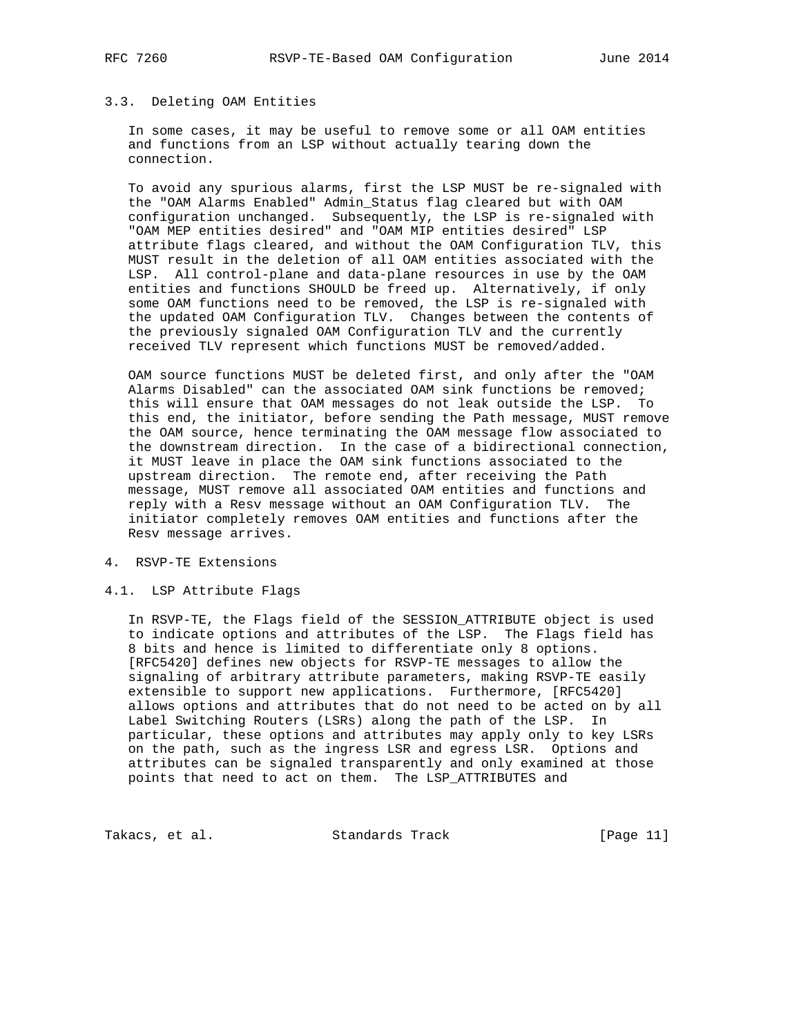### 3.3. Deleting OAM Entities

In some cases, it may be useful to remove some or all OAM entities and functions from an LSP without actually tearing down the connection.

To avoid any spurious alarms, first the LSP MUST be re-signaled with the "OAM Alarms Enabled" Admin_Status flag cleared but with OAM configuration unchanged. Subsequently, the LSP is re-signaled with "OAM MEP entities desired" and "OAM MIP entities desired" LSP attribute flags cleared, and without the OAM Configuration TLV, this MUST result in the deletion of all OAM entities associated with the LSP. All control-plane and data-plane resources in use by the OAM entities and functions SHOULD be freed up. Alternatively, if only some OAM functions need to be removed, the LSP is re-signaled with the updated OAM Configuration TLV. Changes between the contents of the previously signaled OAM Configuration TLV and the currently received TLV represent which functions MUST be removed/added.

OAM source functions MUST be deleted first, and only after the "OAM Alarms Disabled" can the associated OAM sink functions be removed; this will ensure that OAM messages do not leak outside the LSP. To this end, the initiator, before sending the Path message, MUST remove the OAM source, hence terminating the OAM message flow associated to the downstream direction. In the case of a bidirectional connection, it MUST leave in place the OAM sink functions associated to the upstream direction. The remote end, after receiving the Path message, MUST remove all associated OAM entities and functions and reply with a Resv message without an OAM Configuration TLV. The initiator completely removes OAM entities and functions after the Resv message arrives.

## 4. RSVP-TE Extensions

### 4.1. LSP Attribute Flags

In RSVP-TE, the Flags field of the SESSION_ATTRIBUTE object is used to indicate options and attributes of the LSP. The Flags field has 8 bits and hence is limited to differentiate only 8 options. [RFC5420] defines new objects for RSVP-TE messages to allow the signaling of arbitrary attribute parameters, making RSVP-TE easily extensible to support new applications. Furthermore, [RFC5420] allows options and attributes that do not need to be acted on by all Label Switching Routers (LSRs) along the path of the LSP. In particular, these options and attributes may apply only to key LSRs on the path, such as the ingress LSR and egress LSR. Options and attributes can be signaled transparently and only examined at those points that need to act on them. The LSP_ATTRIBUTES and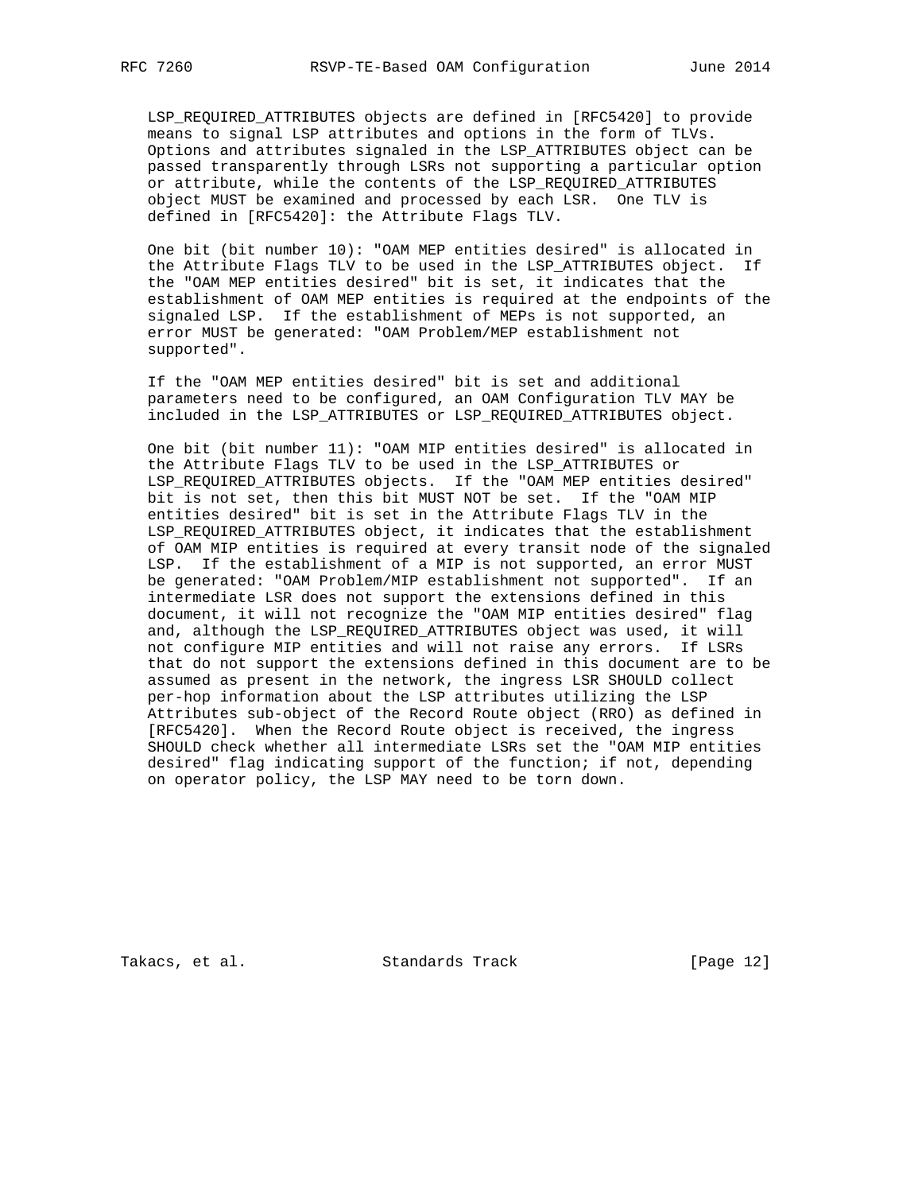LSP_REQUIRED_ATTRIBUTES objects are defined in [RFC5420] to provide means to signal LSP attributes and options in the form of TLVs. Options and attributes signaled in the LSP_ATTRIBUTES object can be passed transparently through LSRs not supporting a particular option or attribute, while the contents of the LSP_REQUIRED_ATTRIBUTES object MUST be examined and processed by each LSR. One TLV is defined in [RFC5420]: the Attribute Flags TLV.

One bit (bit number 10): "OAM MEP entities desired" is allocated in the Attribute Flags TLV to be used in the LSP_ATTRIBUTES object. If the "OAM MEP entities desired" bit is set, it indicates that the establishment of OAM MEP entities is required at the endpoints of the signaled LSP. If the establishment of MEPs is not supported, an error MUST be generated: "OAM Problem/MEP establishment not supported".

If the "OAM MEP entities desired" bit is set and additional parameters need to be configured, an OAM Configuration TLV MAY be included in the LSP_ATTRIBUTES or LSP_REQUIRED_ATTRIBUTES object.

One bit (bit number 11): "OAM MIP entities desired" is allocated in the Attribute Flags TLV to be used in the LSP_ATTRIBUTES or LSP_REQUIRED_ATTRIBUTES objects. If the "OAM MEP entities desired" bit is not set, then this bit MUST NOT be set. If the "OAM MIP entities desired" bit is set in the Attribute Flags TLV in the LSP_REQUIRED_ATTRIBUTES object, it indicates that the establishment of OAM MIP entities is required at every transit node of the signaled LSP. If the establishment of a MIP is not supported, an error MUST be generated: "OAM Problem/MIP establishment not supported". If an intermediate LSR does not support the extensions defined in this document, it will not recognize the "OAM MIP entities desired" flag and, although the LSP_REQUIRED_ATTRIBUTES object was used, it will not configure MIP entities and will not raise any errors. If LSRs that do not support the extensions defined in this document are to be assumed as present in the network, the ingress LSR SHOULD collect per-hop information about the LSP attributes utilizing the LSP Attributes sub-object of the Record Route object (RRO) as defined in [RFC5420]. When the Record Route object is received, the ingress SHOULD check whether all intermediate LSRs set the "OAM MIP entities desired" flag indicating support of the function; if not, depending on operator policy, the LSP MAY need to be torn down.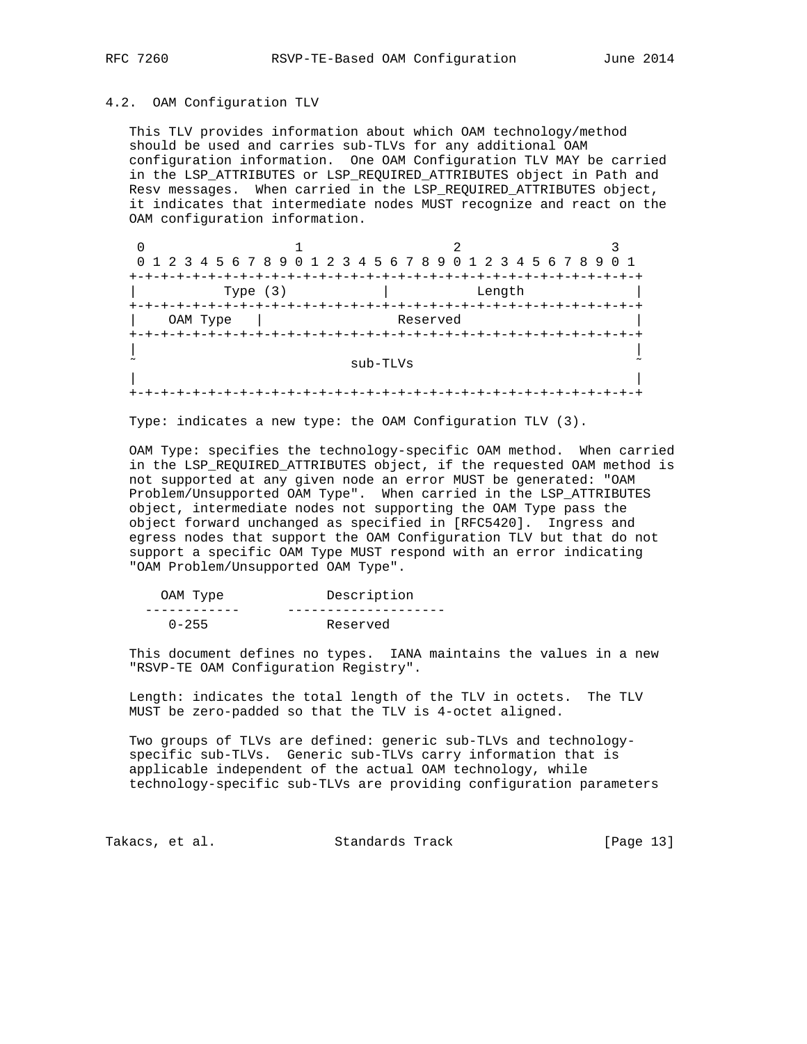### 4.2. OAM Configuration TLV

This TLV provides information about which OAM technology/method should be used and carries sub-TLVs for any additional OAM configuration information. One OAM Configuration TLV MAY be carried in the LSP_ATTRIBUTES or LSP_REQUIRED_ATTRIBUTES object in Path and Resv messages. When carried in the LSP_REQUIRED_ATTRIBUTES object, it indicates that intermediate nodes MUST recognize and react on the OAM configuration information.

```
 0                   1                   2                   3
 0 1 2 3 4 5 6 7 8 9 0 1 2 3 4 5 6 7 8 9 0 1 2 3 4 5 6 7 8 9 0 1
+-+-+-+-+-+-+-+-+-+-+-+-+-+-+-+-+-+-+-+-+-+-+-+-+-+-+-+-+-+-+-+-+
|           Type (3)            |            Length             |
+-+-+-+-+-+-+-+-+-+-+-+-+-+-+-+-+-+-+-+-+-+-+-+-+-+-+-+-+-+-+-+-+
|    OAM Type   |                   Reserved                    |
+-+-+-+-+-+-+-+-+-+-+-+-+-+-+-+-+-+-+-+-+-+-+-+-+-+-+-+-+-+-+-+-+
|                                                               |
~                           sub-TLVs                            ~
|                                                               |
+-+-+-+-+-+-+-+-+-+-+-+-+-+-+-+-+-+-+-+-+-+-+-+-+-+-+-+-+-+-+-+-+
```

Type: indicates a new type: the OAM Configuration TLV (3).

OAM Type: specifies the technology-specific OAM method. When carried in the LSP_REQUIRED_ATTRIBUTES object, if the requested OAM method is not supported at any given node an error MUST be generated: "OAM Problem/Unsupported OAM Type". When carried in the LSP_ATTRIBUTES object, intermediate nodes not supporting the OAM Type pass the object forward unchanged as specified in [RFC5420]. Ingress and egress nodes that support the OAM Configuration TLV but that do not support a specific OAM Type MUST respond with an error indicating "OAM Problem/Unsupported OAM Type".

| OAM Type | Description |
|---|---|
| 0-255 | Reserved |

This document defines no types. IANA maintains the values in a new "RSVP-TE OAM Configuration Registry".

Length: indicates the total length of the TLV in octets. The TLV MUST be zero-padded so that the TLV is 4-octet aligned.

Two groups of TLVs are defined: generic sub-TLVs and technology-specific sub-TLVs. Generic sub-TLVs carry information that is applicable independent of the actual OAM technology, while technology-specific sub-TLVs are providing configuration parameters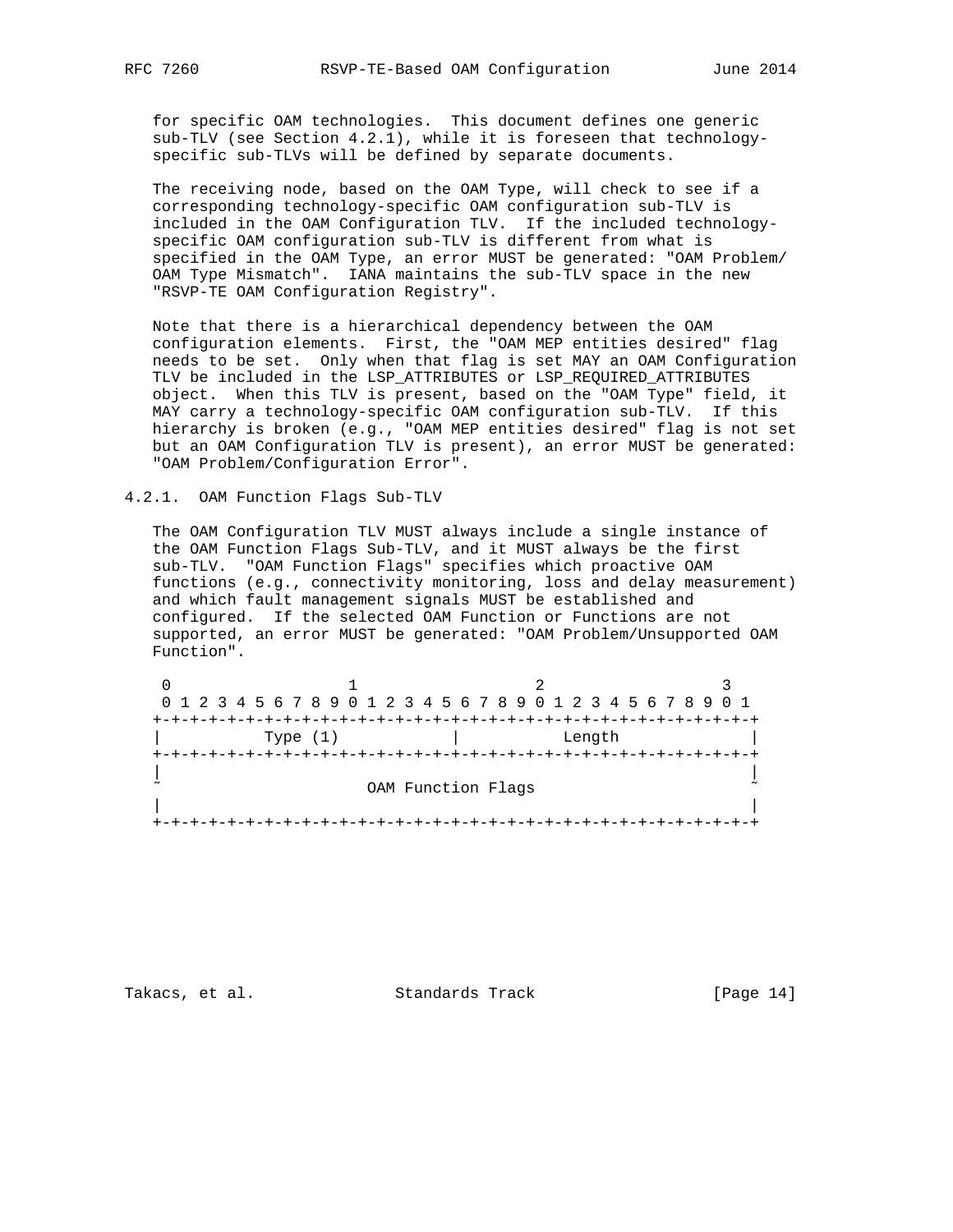for specific OAM technologies. This document defines one generic sub-TLV (see Section 4.2.1), while it is foreseen that technology-specific sub-TLVs will be defined by separate documents.

The receiving node, based on the OAM Type, will check to see if a corresponding technology-specific OAM configuration sub-TLV is included in the OAM Configuration TLV. If the included technology-specific OAM configuration sub-TLV is different from what is specified in the OAM Type, an error MUST be generated: "OAM Problem/OAM Type Mismatch". IANA maintains the sub-TLV space in the new "RSVP-TE OAM Configuration Registry".

Note that there is a hierarchical dependency between the OAM configuration elements. First, the "OAM MEP entities desired" flag needs to be set. Only when that flag is set MAY an OAM Configuration TLV be included in the LSP_ATTRIBUTES or LSP_REQUIRED_ATTRIBUTES object. When this TLV is present, based on the "OAM Type" field, it MAY carry a technology-specific OAM configuration sub-TLV. If this hierarchy is broken (e.g., "OAM MEP entities desired" flag is not set but an OAM Configuration TLV is present), an error MUST be generated: "OAM Problem/Configuration Error".

### 4.2.1. OAM Function Flags Sub-TLV

The OAM Configuration TLV MUST always include a single instance of the OAM Function Flags Sub-TLV, and it MUST always be the first sub-TLV. "OAM Function Flags" specifies which proactive OAM functions (e.g., connectivity monitoring, loss and delay measurement) and which fault management signals MUST be established and configured. If the selected OAM Function or Functions are not supported, an error MUST be generated: "OAM Problem/Unsupported OAM Function".

```
 0                   1                   2                   3
 0 1 2 3 4 5 6 7 8 9 0 1 2 3 4 5 6 7 8 9 0 1 2 3 4 5 6 7 8 9 0 1
+-+-+-+-+-+-+-+-+-+-+-+-+-+-+-+-+-+-+-+-+-+-+-+-+-+-+-+-+-+-+-+-+
|           Type (1)            |           Length              |
+-+-+-+-+-+-+-+-+-+-+-+-+-+-+-+-+-+-+-+-+-+-+-+-+-+-+-+-+-+-+-+-+
|                                                               |
~                      OAM Function Flags                       ~
|                                                               |
+-+-+-+-+-+-+-+-+-+-+-+-+-+-+-+-+-+-+-+-+-+-+-+-+-+-+-+-+-+-+-+-+
```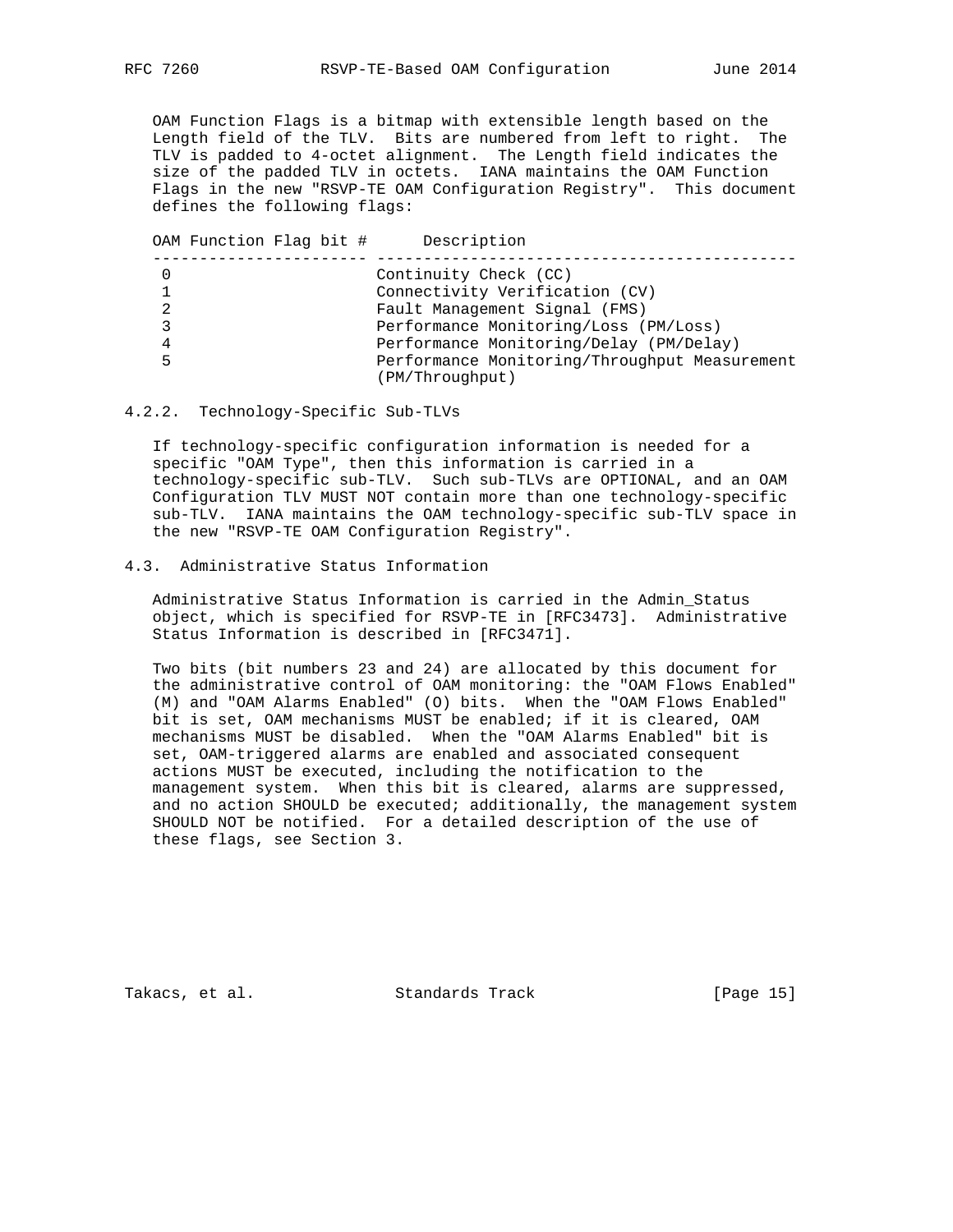OAM Function Flags is a bitmap with extensible length based on the Length field of the TLV. Bits are numbered from left to right. The TLV is padded to 4-octet alignment. The Length field indicates the size of the padded TLV in octets. IANA maintains the OAM Function Flags in the new "RSVP-TE OAM Configuration Registry". This document defines the following flags:

| OAM Function Flag bit # | Description |
|---|---|
| 0 | Continuity Check (CC) |
| 1 | Connectivity Verification (CV) |
| 2 | Fault Management Signal (FMS) |
| 3 | Performance Monitoring/Loss (PM/Loss) |
| 4 | Performance Monitoring/Delay (PM/Delay) |
| 5 | Performance Monitoring/Throughput Measurement (PM/Throughput) |

### 4.2.2. Technology-Specific Sub-TLVs

If technology-specific configuration information is needed for a specific "OAM Type", then this information is carried in a technology-specific sub-TLV. Such sub-TLVs are OPTIONAL, and an OAM Configuration TLV MUST NOT contain more than one technology-specific sub-TLV. IANA maintains the OAM technology-specific sub-TLV space in the new "RSVP-TE OAM Configuration Registry".

## 4.3. Administrative Status Information

Administrative Status Information is carried in the Admin_Status object, which is specified for RSVP-TE in [RFC3473]. Administrative Status Information is described in [RFC3471].

Two bits (bit numbers 23 and 24) are allocated by this document for the administrative control of OAM monitoring: the "OAM Flows Enabled" (M) and "OAM Alarms Enabled" (O) bits. When the "OAM Flows Enabled" bit is set, OAM mechanisms MUST be enabled; if it is cleared, OAM mechanisms MUST be disabled. When the "OAM Alarms Enabled" bit is set, OAM-triggered alarms are enabled and associated consequent actions MUST be executed, including the notification to the management system. When this bit is cleared, alarms are suppressed, and no action SHOULD be executed; additionally, the management system SHOULD NOT be notified. For a detailed description of the use of these flags, see Section 3.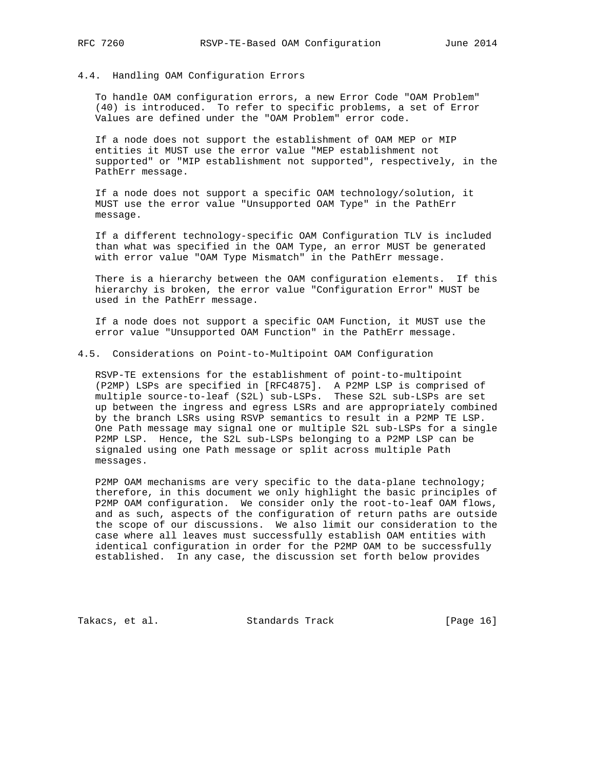### 4.4. Handling OAM Configuration Errors

To handle OAM configuration errors, a new Error Code "OAM Problem" (40) is introduced. To refer to specific problems, a set of Error Values are defined under the "OAM Problem" error code.

If a node does not support the establishment of OAM MEP or MIP entities it MUST use the error value "MEP establishment not supported" or "MIP establishment not supported", respectively, in the PathErr message.

If a node does not support a specific OAM technology/solution, it MUST use the error value "Unsupported OAM Type" in the PathErr message.

If a different technology-specific OAM Configuration TLV is included than what was specified in the OAM Type, an error MUST be generated with error value "OAM Type Mismatch" in the PathErr message.

There is a hierarchy between the OAM configuration elements. If this hierarchy is broken, the error value "Configuration Error" MUST be used in the PathErr message.

If a node does not support a specific OAM Function, it MUST use the error value "Unsupported OAM Function" in the PathErr message.

### 4.5. Considerations on Point-to-Multipoint OAM Configuration

RSVP-TE extensions for the establishment of point-to-multipoint (P2MP) LSPs are specified in [RFC4875]. A P2MP LSP is comprised of multiple source-to-leaf (S2L) sub-LSPs. These S2L sub-LSPs are set up between the ingress and egress LSRs and are appropriately combined by the branch LSRs using RSVP semantics to result in a P2MP TE LSP. One Path message may signal one or multiple S2L sub-LSPs for a single P2MP LSP. Hence, the S2L sub-LSPs belonging to a P2MP LSP can be signaled using one Path message or split across multiple Path messages.

P2MP OAM mechanisms are very specific to the data-plane technology; therefore, in this document we only highlight the basic principles of P2MP OAM configuration. We consider only the root-to-leaf OAM flows, and as such, aspects of the configuration of return paths are outside the scope of our discussions. We also limit our consideration to the case where all leaves must successfully establish OAM entities with identical configuration in order for the P2MP OAM to be successfully established. In any case, the discussion set forth below provides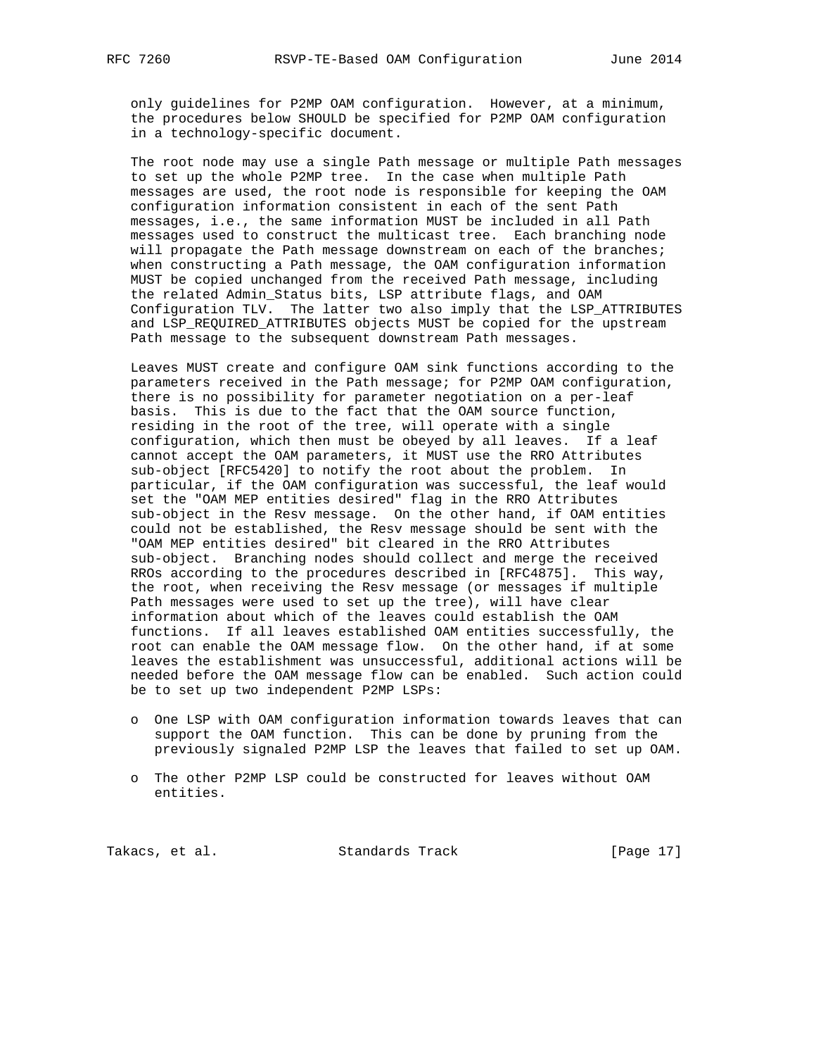only guidelines for P2MP OAM configuration. However, at a minimum, the procedures below SHOULD be specified for P2MP OAM configuration in a technology-specific document.

The root node may use a single Path message or multiple Path messages to set up the whole P2MP tree. In the case when multiple Path messages are used, the root node is responsible for keeping the OAM configuration information consistent in each of the sent Path messages, i.e., the same information MUST be included in all Path messages used to construct the multicast tree. Each branching node will propagate the Path message downstream on each of the branches; when constructing a Path message, the OAM configuration information MUST be copied unchanged from the received Path message, including the related Admin_Status bits, LSP attribute flags, and OAM Configuration TLV. The latter two also imply that the LSP_ATTRIBUTES and LSP_REQUIRED_ATTRIBUTES objects MUST be copied for the upstream Path message to the subsequent downstream Path messages.

Leaves MUST create and configure OAM sink functions according to the parameters received in the Path message; for P2MP OAM configuration, there is no possibility for parameter negotiation on a per-leaf basis. This is due to the fact that the OAM source function, residing in the root of the tree, will operate with a single configuration, which then must be obeyed by all leaves. If a leaf cannot accept the OAM parameters, it MUST use the RRO Attributes sub-object [RFC5420] to notify the root about the problem. In particular, if the OAM configuration was successful, the leaf would set the "OAM MEP entities desired" flag in the RRO Attributes sub-object in the Resv message. On the other hand, if OAM entities could not be established, the Resv message should be sent with the "OAM MEP entities desired" bit cleared in the RRO Attributes sub-object. Branching nodes should collect and merge the received RROs according to the procedures described in [RFC4875]. This way, the root, when receiving the Resv message (or messages if multiple Path messages were used to set up the tree), will have clear information about which of the leaves could establish the OAM functions. If all leaves established OAM entities successfully, the root can enable the OAM message flow. On the other hand, if at some leaves the establishment was unsuccessful, additional actions will be needed before the OAM message flow can be enabled. Such action could be to set up two independent P2MP LSPs:

- One LSP with OAM configuration information towards leaves that can support the OAM function. This can be done by pruning from the previously signaled P2MP LSP the leaves that failed to set up OAM.
- The other P2MP LSP could be constructed for leaves without OAM entities.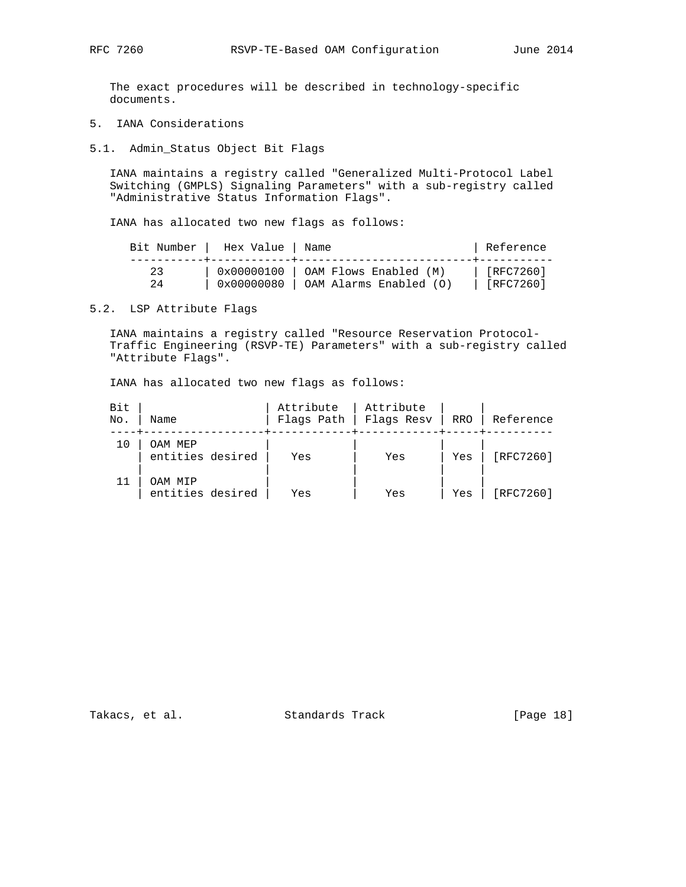The exact procedures will be described in technology-specific documents.

## 5. IANA Considerations

### 5.1. Admin_Status Object Bit Flags

IANA maintains a registry called "Generalized Multi-Protocol Label Switching (GMPLS) Signaling Parameters" with a sub-registry called "Administrative Status Information Flags".

IANA has allocated two new flags as follows:

| Bit Number | Hex Value | Name | Reference |
|---|---|---|---|
| 23 | 0x00000100 | OAM Flows Enabled (M) | [RFC7260] |
| 24 | 0x00000080 | OAM Alarms Enabled (O) | [RFC7260] |

### 5.2. LSP Attribute Flags

IANA maintains a registry called "Resource Reservation Protocol-Traffic Engineering (RSVP-TE) Parameters" with a sub-registry called "Attribute Flags".

IANA has allocated two new flags as follows:

| Bit No. | Name | Attribute Flags Path | Attribute Flags Resv | RRO | Reference |
|---|---|---|---|---|---|
| 10 | OAM MEP entities desired | Yes | Yes | Yes | [RFC7260] |
| 11 | OAM MIP entities desired | Yes | Yes | Yes | [RFC7260] |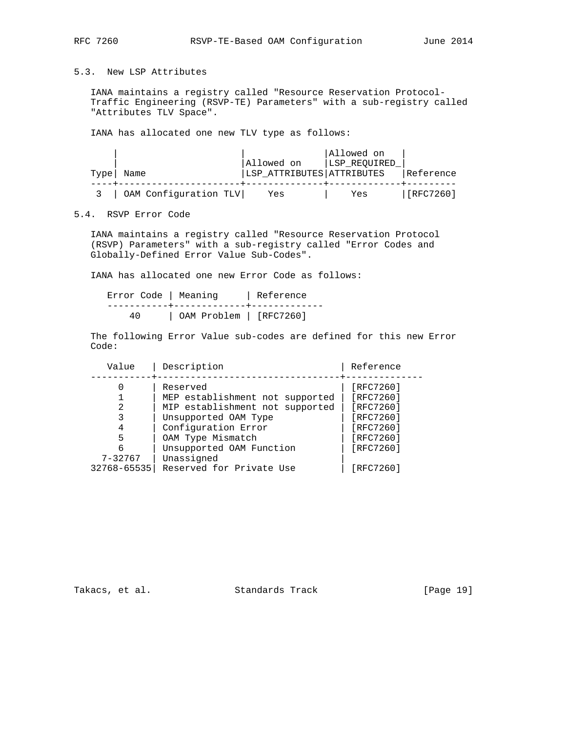### 5.3. New LSP Attributes

IANA maintains a registry called "Resource Reservation Protocol-Traffic Engineering (RSVP-TE) Parameters" with a sub-registry called "Attributes TLV Space".

IANA has allocated one new TLV type as follows:

| Type | Name | Allowed on LSP_ATTRIBUTES | Allowed on LSP_REQUIRED_ATTRIBUTES | Reference |
|---|---|---|---|---|
| 3 | OAM Configuration TLV | Yes | Yes | [RFC7260] |

### 5.4. RSVP Error Code

IANA maintains a registry called "Resource Reservation Protocol (RSVP) Parameters" with a sub-registry called "Error Codes and Globally-Defined Error Value Sub-Codes".

IANA has allocated one new Error Code as follows:

| Error Code | Meaning | Reference |
|---|---|---|
| 40 | OAM Problem | [RFC7260] |

The following Error Value sub-codes are defined for this new Error Code:

| Value | Description | Reference |
|---|---|---|
| 0 | Reserved | [RFC7260] |
| 1 | MEP establishment not supported | [RFC7260] |
| 2 | MIP establishment not supported | [RFC7260] |
| 3 | Unsupported OAM Type | [RFC7260] |
| 4 | Configuration Error | [RFC7260] |
| 5 | OAM Type Mismatch | [RFC7260] |
| 6 | Unsupported OAM Function | [RFC7260] |
| 7-32767 | Unassigned | |
| 32768-65535 | Reserved for Private Use | [RFC7260] |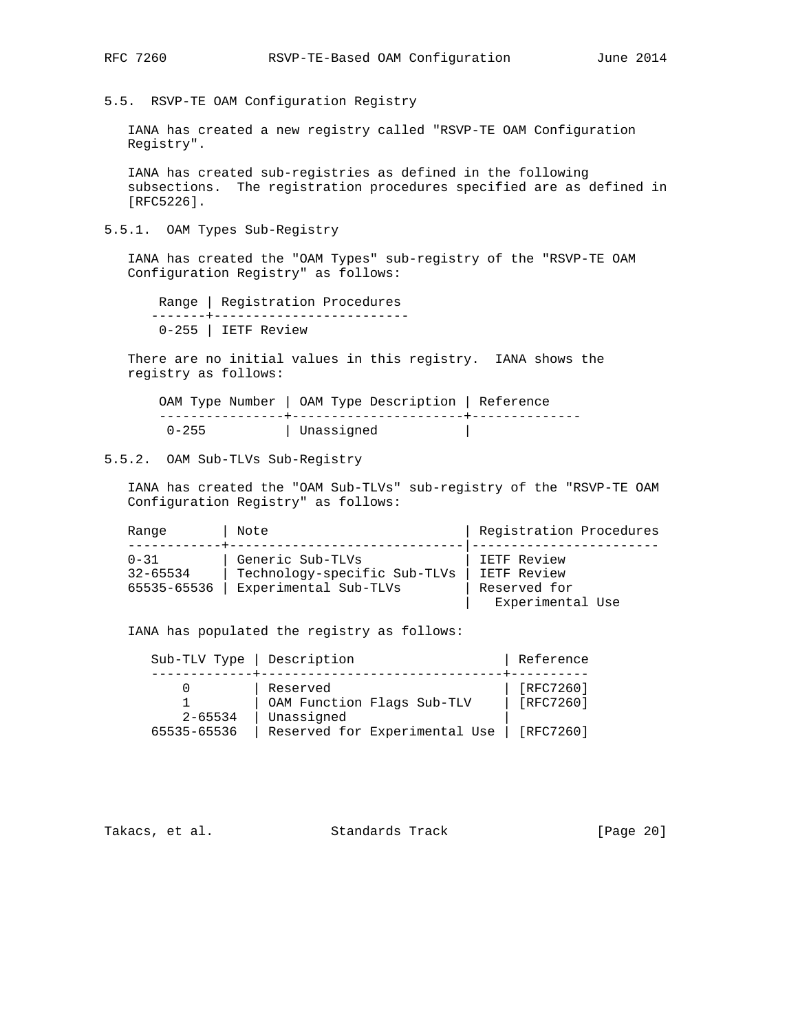## 5.5. RSVP-TE OAM Configuration Registry

IANA has created a new registry called "RSVP-TE OAM Configuration Registry".

IANA has created sub-registries as defined in the following subsections. The registration procedures specified are as defined in [RFC5226].

### 5.5.1. OAM Types Sub-Registry

IANA has created the "OAM Types" sub-registry of the "RSVP-TE OAM Configuration Registry" as follows:

| Range | Registration Procedures |
|---|---|
| 0-255 | IETF Review |

There are no initial values in this registry. IANA shows the registry as follows:

| OAM Type Number | OAM Type Description | Reference |
|---|---|---|
| 0-255 | Unassigned | |

### 5.5.2. OAM Sub-TLVs Sub-Registry

IANA has created the "OAM Sub-TLVs" sub-registry of the "RSVP-TE OAM Configuration Registry" as follows:

| Range | Note | Registration Procedures |
|---|---|---|
| 0-31 | Generic Sub-TLVs | IETF Review |
| 32-65534 | Technology-specific Sub-TLVs | IETF Review |
| 65535-65536 | Experimental Sub-TLVs | Reserved for Experimental Use |

IANA has populated the registry as follows:

| Sub-TLV Type | Description | Reference |
|---|---|---|
| 0 | Reserved | [RFC7260] |
| 1 | OAM Function Flags Sub-TLV | [RFC7260] |
| 2-65534 | Unassigned | |
| 65535-65536 | Reserved for Experimental Use | [RFC7260] |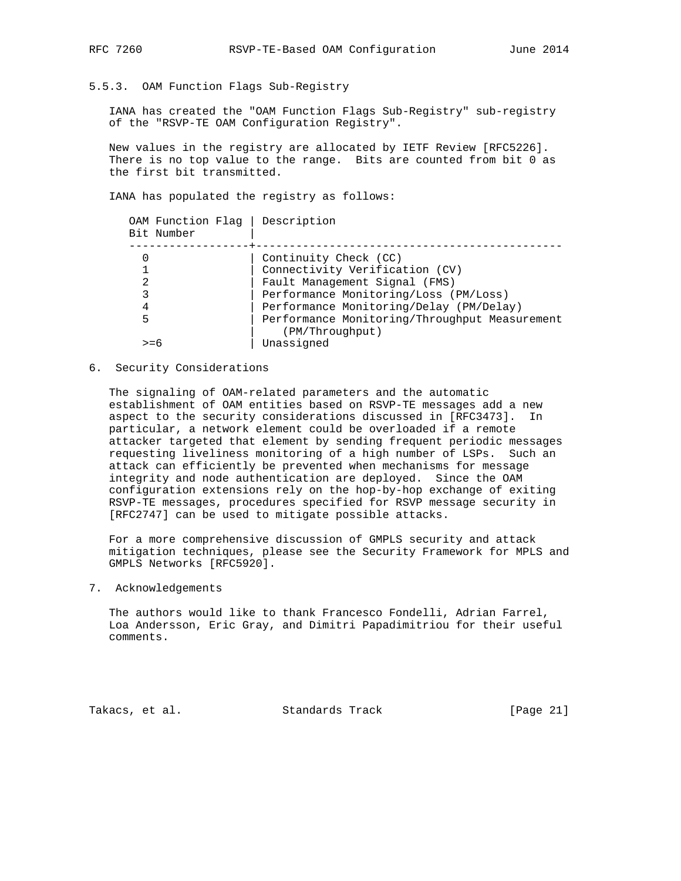### 5.5.3. OAM Function Flags Sub-Registry

IANA has created the "OAM Function Flags Sub-Registry" sub-registry of the "RSVP-TE OAM Configuration Registry".

New values in the registry are allocated by IETF Review [RFC5226]. There is no top value to the range. Bits are counted from bit 0 as the first bit transmitted.

IANA has populated the registry as follows:

| OAM Function Flag Bit Number | Description |
|---|---|
| 0 | Continuity Check (CC) |
| 1 | Connectivity Verification (CV) |
| 2 | Fault Management Signal (FMS) |
| 3 | Performance Monitoring/Loss (PM/Loss) |
| 4 | Performance Monitoring/Delay (PM/Delay) |
| 5 | Performance Monitoring/Throughput Measurement (PM/Throughput) |
| >=6 | Unassigned |

## 6. Security Considerations

The signaling of OAM-related parameters and the automatic establishment of OAM entities based on RSVP-TE messages add a new aspect to the security considerations discussed in [RFC3473]. In particular, a network element could be overloaded if a remote attacker targeted that element by sending frequent periodic messages requesting liveliness monitoring of a high number of LSPs. Such an attack can efficiently be prevented when mechanisms for message integrity and node authentication are deployed. Since the OAM configuration extensions rely on the hop-by-hop exchange of exiting RSVP-TE messages, procedures specified for RSVP message security in [RFC2747] can be used to mitigate possible attacks.

For a more comprehensive discussion of GMPLS security and attack mitigation techniques, please see the Security Framework for MPLS and GMPLS Networks [RFC5920].

## 7. Acknowledgements

The authors would like to thank Francesco Fondelli, Adrian Farrel, Loa Andersson, Eric Gray, and Dimitri Papadimitriou for their useful comments.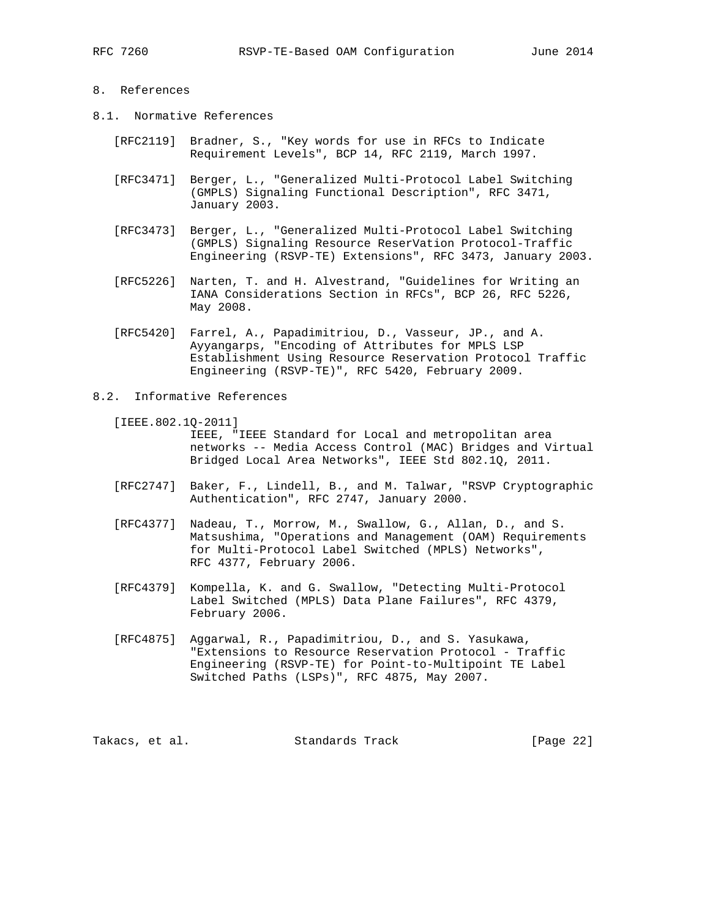## 8. References

### 8.1. Normative References

[RFC2119] Bradner, S., "Key words for use in RFCs to Indicate Requirement Levels", BCP 14, RFC 2119, March 1997.

[RFC3471] Berger, L., "Generalized Multi-Protocol Label Switching (GMPLS) Signaling Functional Description", RFC 3471, January 2003.

[RFC3473] Berger, L., "Generalized Multi-Protocol Label Switching (GMPLS) Signaling Resource ReserVation Protocol-Traffic Engineering (RSVP-TE) Extensions", RFC 3473, January 2003.

[RFC5226] Narten, T. and H. Alvestrand, "Guidelines for Writing an IANA Considerations Section in RFCs", BCP 26, RFC 5226, May 2008.

[RFC5420] Farrel, A., Papadimitriou, D., Vasseur, JP., and A. Ayyangarps, "Encoding of Attributes for MPLS LSP Establishment Using Resource Reservation Protocol Traffic Engineering (RSVP-TE)", RFC 5420, February 2009.

### 8.2. Informative References

[IEEE.802.1Q-2011] IEEE, "IEEE Standard for Local and metropolitan area networks -- Media Access Control (MAC) Bridges and Virtual Bridged Local Area Networks", IEEE Std 802.1Q, 2011.

[RFC2747] Baker, F., Lindell, B., and M. Talwar, "RSVP Cryptographic Authentication", RFC 2747, January 2000.

[RFC4377] Nadeau, T., Morrow, M., Swallow, G., Allan, D., and S. Matsushima, "Operations and Management (OAM) Requirements for Multi-Protocol Label Switched (MPLS) Networks", RFC 4377, February 2006.

[RFC4379] Kompella, K. and G. Swallow, "Detecting Multi-Protocol Label Switched (MPLS) Data Plane Failures", RFC 4379, February 2006.

[RFC4875] Aggarwal, R., Papadimitriou, D., and S. Yasukawa, "Extensions to Resource Reservation Protocol - Traffic Engineering (RSVP-TE) for Point-to-Multipoint TE Label Switched Paths (LSPs)", RFC 4875, May 2007.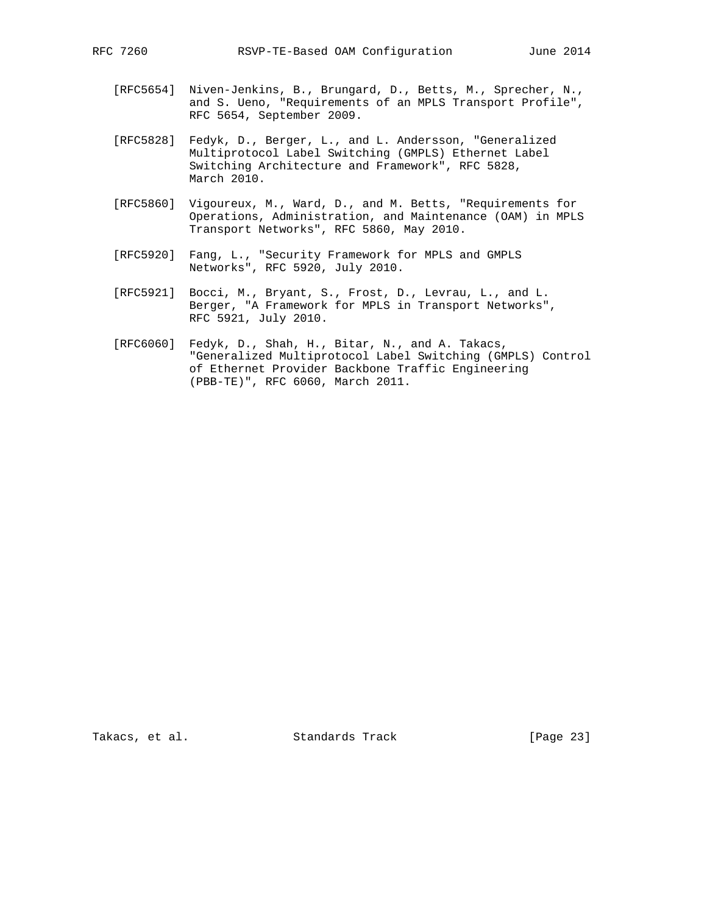[RFC5654] Niven-Jenkins, B., Brungard, D., Betts, M., Sprecher, N., and S. Ueno, "Requirements of an MPLS Transport Profile", RFC 5654, September 2009.

[RFC5828] Fedyk, D., Berger, L., and L. Andersson, "Generalized Multiprotocol Label Switching (GMPLS) Ethernet Label Switching Architecture and Framework", RFC 5828, March 2010.

[RFC5860] Vigoureux, M., Ward, D., and M. Betts, "Requirements for Operations, Administration, and Maintenance (OAM) in MPLS Transport Networks", RFC 5860, May 2010.

[RFC5920] Fang, L., "Security Framework for MPLS and GMPLS Networks", RFC 5920, July 2010.

[RFC5921] Bocci, M., Bryant, S., Frost, D., Levrau, L., and L. Berger, "A Framework for MPLS in Transport Networks", RFC 5921, July 2010.

[RFC6060] Fedyk, D., Shah, H., Bitar, N., and A. Takacs, "Generalized Multiprotocol Label Switching (GMPLS) Control of Ethernet Provider Backbone Traffic Engineering (PBB-TE)", RFC 6060, March 2011.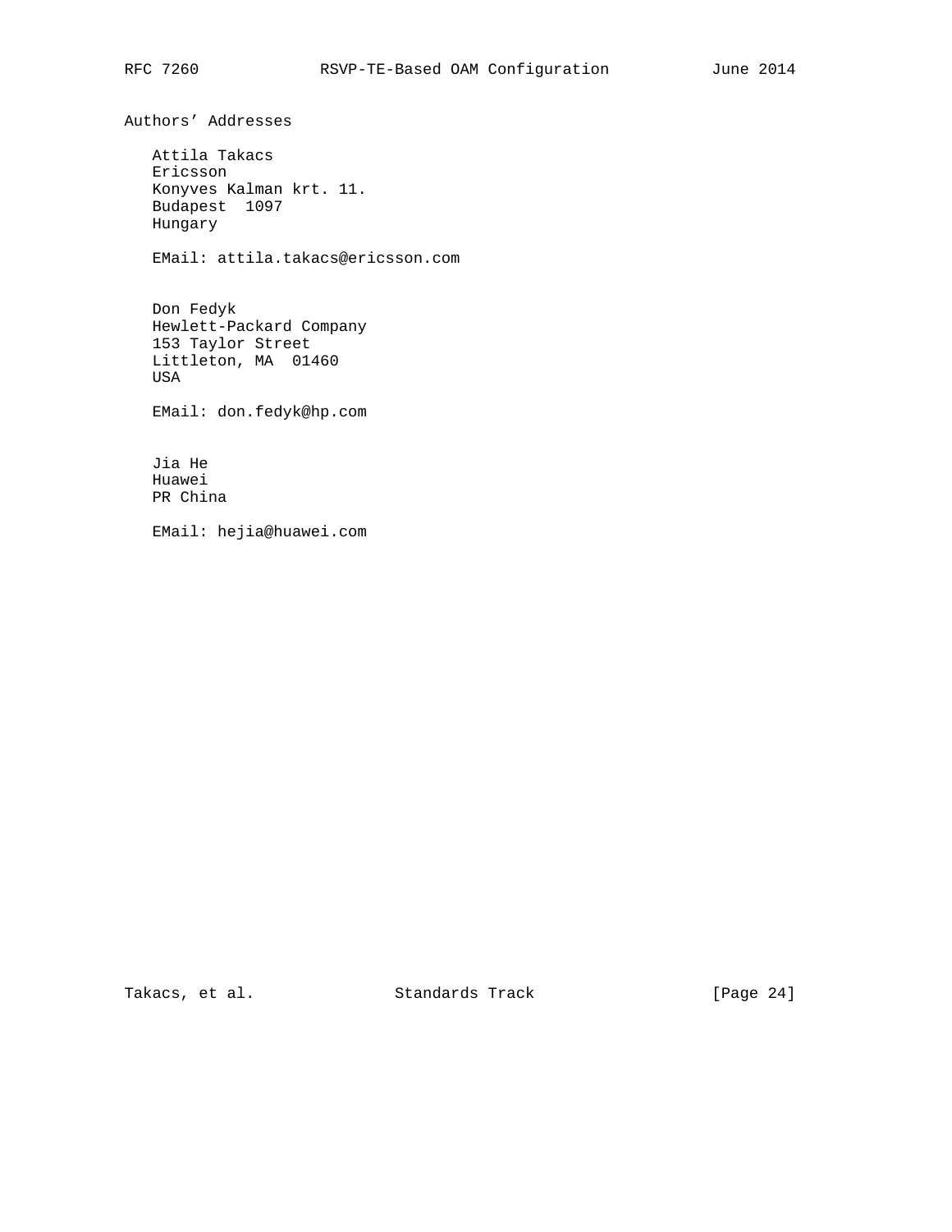# Authors' Addresses

Attila Takacs
Ericsson
Konyves Kalman krt. 11.
Budapest 1097
Hungary

EMail: attila.takacs@ericsson.com

Don Fedyk
Hewlett-Packard Company
153 Taylor Street
Littleton, MA 01460
USA

EMail: don.fedyk@hp.com

Jia He
Huawei
PR China

EMail: hejia@huawei.com